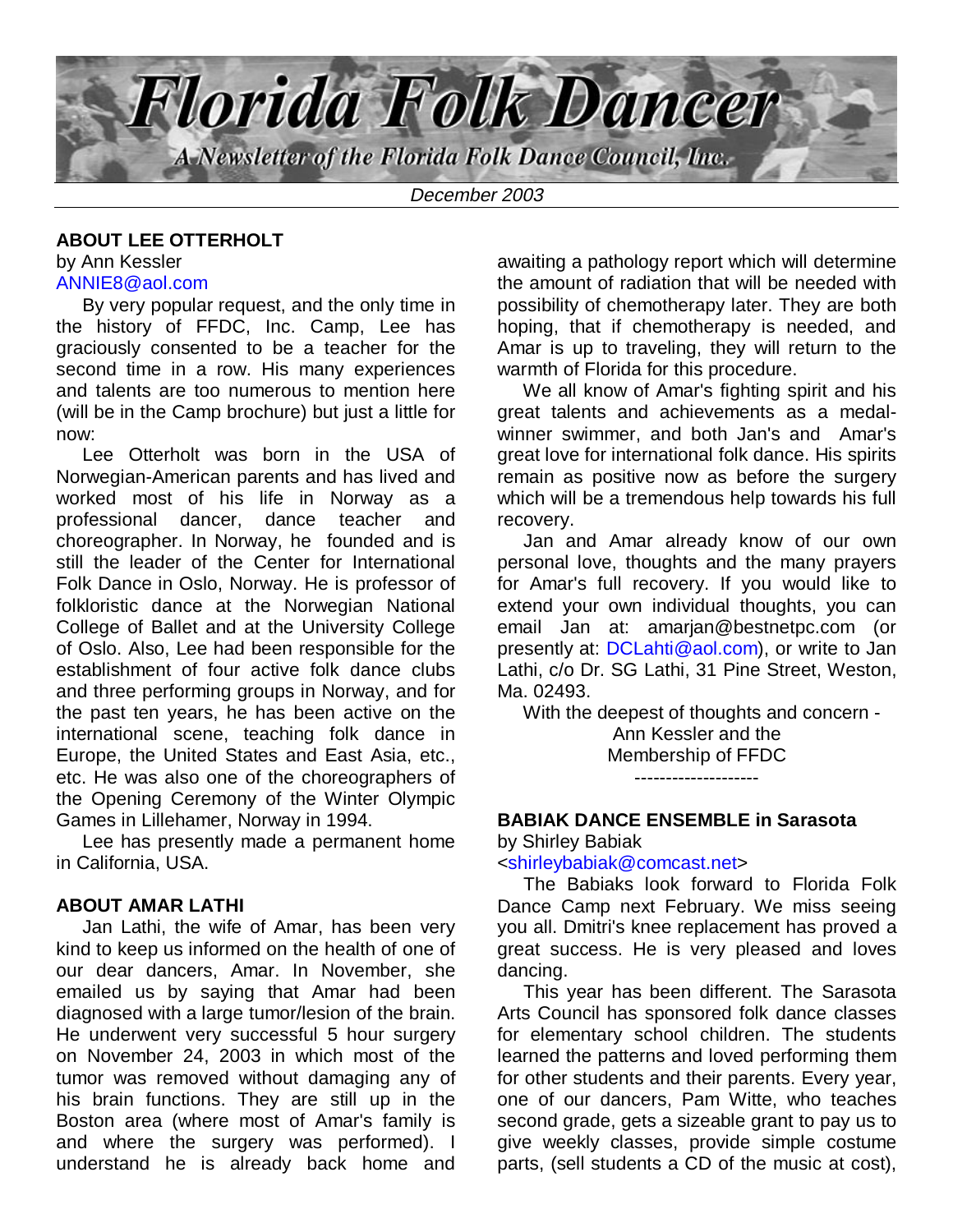# Florida Folk Dancer

*A Newsletter of the Florida Folk Dance Council, Inc.*

*December 2003*

## ABOUT LEE OTTERHOLT

by Ann Kessler
ANNIE8@aol.com

By very popular request, and the only time in the history of FFDC, Inc. Camp, Lee has graciously consented to be a teacher for the second time in a row. His many experiences and talents are too numerous to mention here (will be in the Camp brochure) but just a little for now:

Lee Otterholt was born in the USA of Norwegian-American parents and has lived and worked most of his life in Norway as a professional dancer, dance teacher and choreographer. In Norway, he founded and is still the leader of the Center for International Folk Dance in Oslo, Norway. He is professor of folkloristic dance at the Norwegian National College of Ballet and at the University College of Oslo. Also, Lee had been responsible for the establishment of four active folk dance clubs and three performing groups in Norway, and for the past ten years, he has been active on the international scene, teaching folk dance in Europe, the United States and East Asia, etc., etc. He was also one of the choreographers of the Opening Ceremony of the Winter Olympic Games in Lillehamer, Norway in 1994.

Lee has presently made a permanent home in California, USA.

## ABOUT AMAR LATHI

Jan Lathi, the wife of Amar, has been very kind to keep us informed on the health of one of our dear dancers, Amar. In November, she emailed us by saying that Amar had been diagnosed with a large tumor/lesion of the brain. He underwent very successful 5 hour surgery on November 24, 2003 in which most of the tumor was removed without damaging any of his brain functions. They are still up in the Boston area (where most of Amar's family is and where the surgery was performed). I understand he is already back home and awaiting a pathology report which will determine the amount of radiation that will be needed with possibility of chemotherapy later. They are both hoping, that if chemotherapy is needed, and Amar is up to traveling, they will return to the warmth of Florida for this procedure.

We all know of Amar's fighting spirit and his great talents and achievements as a medal-winner swimmer, and both Jan's and Amar's great love for international folk dance. His spirits remain as positive now as before the surgery which will be a tremendous help towards his full recovery.

Jan and Amar already know of our own personal love, thoughts and the many prayers for Amar's full recovery. If you would like to extend your own individual thoughts, you can email Jan at: amarjan@bestnetpc.com (or presently at: DCLahti@aol.com), or write to Jan Lathi, c/o Dr. SG Lathi, 31 Pine Street, Weston, Ma. 02493.

With the deepest of thoughts and concern -
Ann Kessler and the
Membership of FFDC

--------------------

## BABIAK DANCE ENSEMBLE in Sarasota

by Shirley Babiak
<shirleybabiak@comcast.net>

The Babiaks look forward to Florida Folk Dance Camp next February. We miss seeing you all. Dmitri's knee replacement has proved a great success. He is very pleased and loves dancing.

This year has been different. The Sarasota Arts Council has sponsored folk dance classes for elementary school children. The students learned the patterns and loved performing them for other students and their parents. Every year, one of our dancers, Pam Witte, who teaches second grade, gets a sizeable grant to pay us to give weekly classes, provide simple costume parts, (sell students a CD of the music at cost),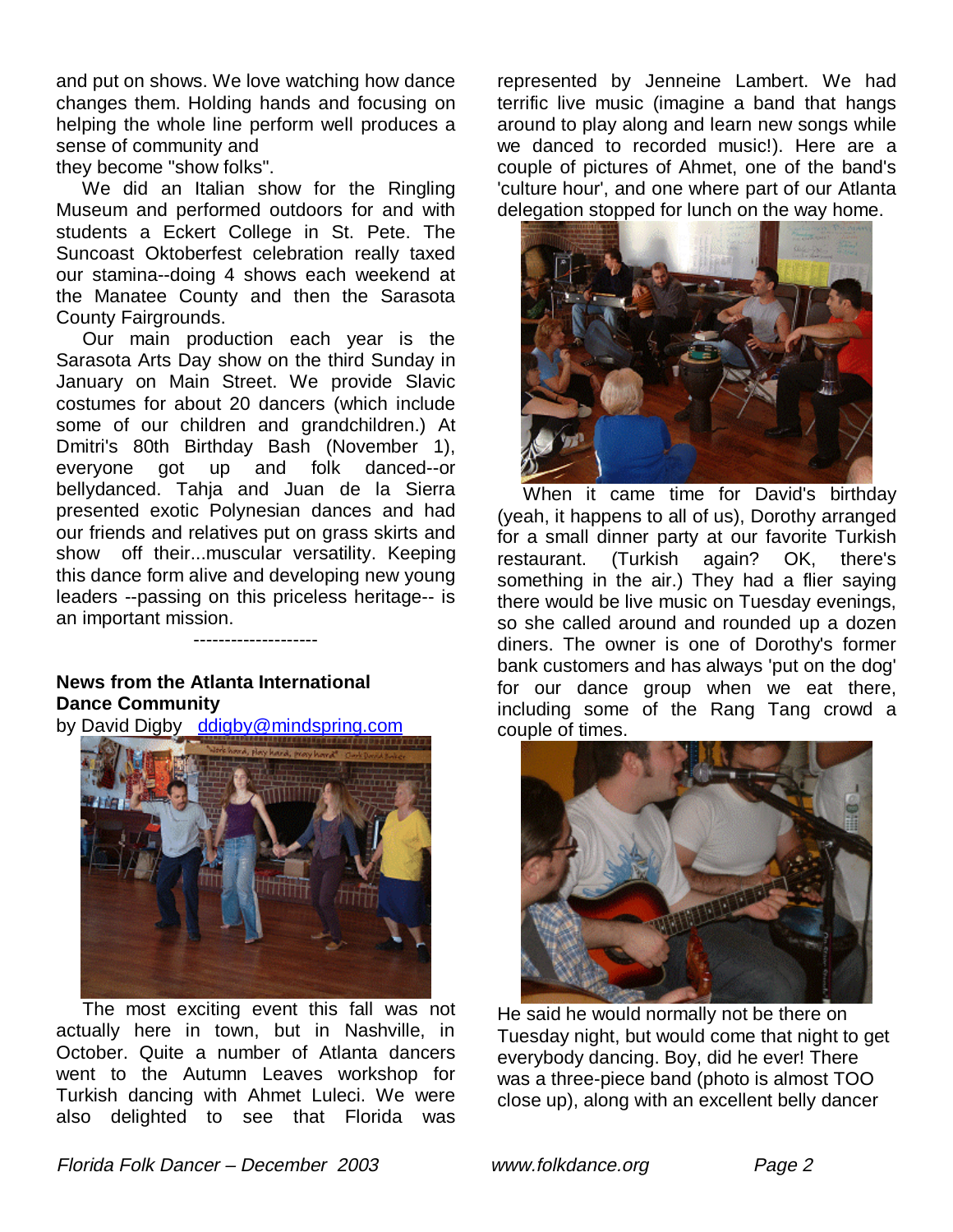and put on shows. We love watching how dance changes them. Holding hands and focusing on helping the whole line perform well produces a sense of community and
they become "show folks".

We did an Italian show for the Ringling Museum and performed outdoors for and with students a Eckert College in St. Pete. The Suncoast Oktoberfest celebration really taxed our stamina--doing 4 shows each weekend at the Manatee County and then the Sarasota County Fairgrounds.

Our main production each year is the Sarasota Arts Day show on the third Sunday in January on Main Street. We provide Slavic costumes for about 20 dancers (which include some of our children and grandchildren.) At Dmitri's 80th Birthday Bash (November 1), everyone got up and folk danced--or bellydanced. Tahja and Juan de la Sierra presented exotic Polynesian dances and had our friends and relatives put on grass skirts and show off their...muscular versatility. Keeping this dance form alive and developing new young leaders --passing on this priceless heritage-- is an important mission.

--------------------

**News from the Atlanta International Dance Community**

by David Digby ddigby@mindspring.com

The most exciting event this fall was not actually here in town, but in Nashville, in October. Quite a number of Atlanta dancers went to the Autumn Leaves workshop for Turkish dancing with Ahmet Luleci. We were also delighted to see that Florida was represented by Jenneine Lambert. We had terrific live music (imagine a band that hangs around to play along and learn new songs while we danced to recorded music!). Here are a couple of pictures of Ahmet, one of the band's 'culture hour', and one where part of our Atlanta delegation stopped for lunch on the way home.

When it came time for David's birthday (yeah, it happens to all of us), Dorothy arranged for a small dinner party at our favorite Turkish restaurant. (Turkish again? OK, there's something in the air.) They had a flier saying there would be live music on Tuesday evenings, so she called around and rounded up a dozen diners. The owner is one of Dorothy's former bank customers and has always 'put on the dog' for our dance group when we eat there, including some of the Rang Tang crowd a couple of times.

He said he would normally not be there on Tuesday night, but would come that night to get everybody dancing. Boy, did he ever! There was a three-piece band (photo is almost TOO close up), along with an excellent belly dancer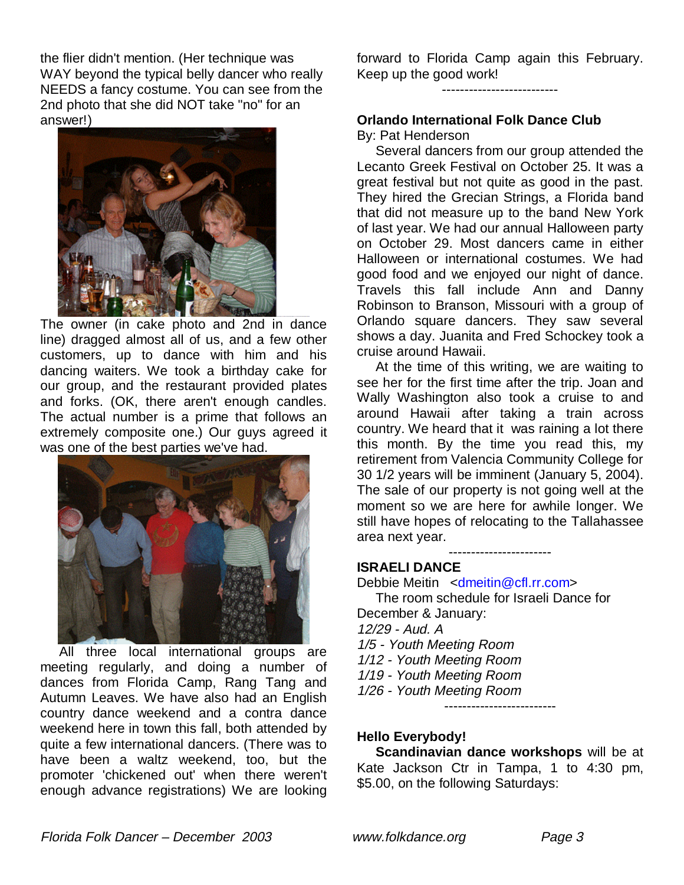the flier didn't mention. (Her technique was WAY beyond the typical belly dancer who really NEEDS a fancy costume. You can see from the 2nd photo that she did NOT take "no" for an answer!)

The owner (in cake photo and 2nd in dance line) dragged almost all of us, and a few other customers, up to dance with him and his dancing waiters. We took a birthday cake for our group, and the restaurant provided plates and forks. (OK, there aren't enough candles. The actual number is a prime that follows an extremely composite one.) Our guys agreed it was one of the best parties we've had.

All three local international groups are meeting regularly, and doing a number of dances from Florida Camp, Rang Tang and Autumn Leaves. We have also had an English country dance weekend and a contra dance weekend here in town this fall, both attended by quite a few international dancers. (There was to have been a waltz weekend, too, but the promoter 'chickened out' when there weren't enough advance registrations) We are looking forward to Florida Camp again this February. Keep up the good work!

--------------------------

**Orlando International Folk Dance Club**

By: Pat Henderson

Several dancers from our group attended the Lecanto Greek Festival on October 25. It was a great festival but not quite as good in the past. They hired the Grecian Strings, a Florida band that did not measure up to the band New York of last year. We had our annual Halloween party on October 29. Most dancers came in either Halloween or international costumes. We had good food and we enjoyed our night of dance. Travels this fall include Ann and Danny Robinson to Branson, Missouri with a group of Orlando square dancers. They saw several shows a day. Juanita and Fred Schockey took a cruise around Hawaii.

At the time of this writing, we are waiting to see her for the first time after the trip. Joan and Wally Washington also took a cruise to and around Hawaii after taking a train across country. We heard that it was raining a lot there this month. By the time you read this, my retirement from Valencia Community College for 30 1/2 years will be imminent (January 5, 2004). The sale of our property is not going well at the moment so we are here for awhile longer. We still have hopes of relocating to the Tallahassee area next year.

-----------------------

**ISRAELI DANCE**

Debbie Meitin <dmeitin@cfl.rr.com>

The room schedule for Israeli Dance for December & January:

*12/29 - Aud. A*
*1/5 - Youth Meeting Room*
*1/12 - Youth Meeting Room*
*1/19 - Youth Meeting Room*
*1/26 - Youth Meeting Room*

-------------------------

**Hello Everybody!**

**Scandinavian dance workshops** will be at Kate Jackson Ctr in Tampa, 1 to 4:30 pm, $5.00, on the following Saturdays: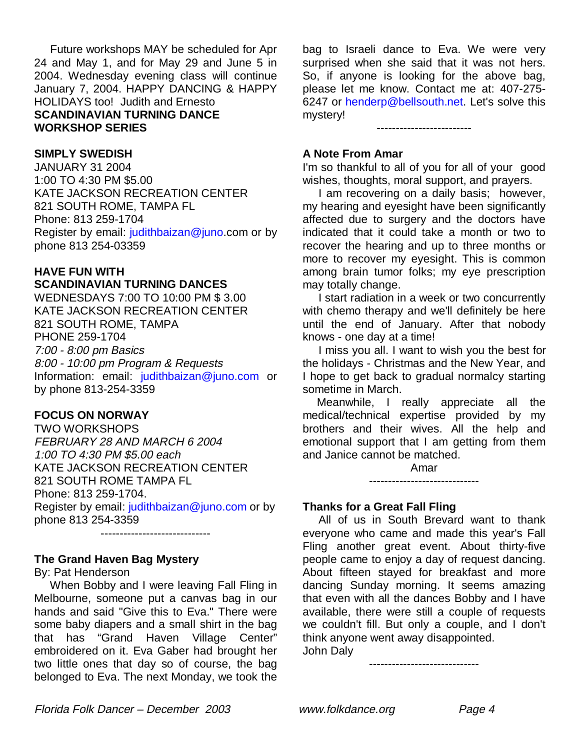Future workshops MAY be scheduled for Apr 24 and May 1, and for May 29 and June 5 in 2004. Wednesday evening class will continue January 7, 2004. HAPPY DANCING & HAPPY HOLIDAYS too! Judith and Ernesto

**SCANDINAVIAN TURNING DANCE WORKSHOP SERIES**

**SIMPLY SWEDISH**

JANUARY 31 2004
1:00 TO 4:30 PM $5.00
KATE JACKSON RECREATION CENTER
821 SOUTH ROME, TAMPA FL
Phone: 813 259-1704
Register by email: judithbaizan@juno.com or by phone 813 254-03359

**HAVE FUN WITH SCANDINAVIAN TURNING DANCES**

WEDNESDAYS 7:00 TO 10:00 PM $ 3.00
KATE JACKSON RECREATION CENTER
821 SOUTH ROME, TAMPA
PHONE 259-1704
*7:00 - 8:00 pm Basics*
*8:00 - 10:00 pm Program & Requests*
Information: email: judithbaizan@juno.com or by phone 813-254-3359

**FOCUS ON NORWAY**

TWO WORKSHOPS
*FEBRUARY 28 AND MARCH 6 2004*
*1:00 TO 4:30 PM $5.00 each*
KATE JACKSON RECREATION CENTER
821 SOUTH ROME TAMPA FL
Phone: 813 259-1704.
Register by email: judithbaizan@juno.com or by phone 813 254-3359

-----------------------------

**The Grand Haven Bag Mystery**

By: Pat Henderson

When Bobby and I were leaving Fall Fling in Melbourne, someone put a canvas bag in our hands and said "Give this to Eva." There were some baby diapers and a small shirt in the bag that has "Grand Haven Village Center" embroidered on it. Eva Gaber had brought her two little ones that day so of course, the bag belonged to Eva. The next Monday, we took the bag to Israeli dance to Eva. We were very surprised when she said that it was not hers. So, if anyone is looking for the above bag, please let me know. Contact me at: 407-275-6247 or henderp@bellsouth.net. Let's solve this mystery!

-------------------------

**A Note From Amar**

I'm so thankful to all of you for all of your good wishes, thoughts, moral support, and prayers.

I am recovering on a daily basis; however, my hearing and eyesight have been significantly affected due to surgery and the doctors have indicated that it could take a month or two to recover the hearing and up to three months or more to recover my eyesight. This is common among brain tumor folks; my eye prescription may totally change.

I start radiation in a week or two concurrently with chemo therapy and we'll definitely be here until the end of January. After that nobody knows - one day at a time!

I miss you all. I want to wish you the best for the holidays - Christmas and the New Year, and I hope to get back to gradual normalcy starting sometime in March.

Meanwhile, I really appreciate all the medical/technical expertise provided by my brothers and their wives. All the help and emotional support that I am getting from them and Janice cannot be matched.

Amar

-----------------------------

**Thanks for a Great Fall Fling**

All of us in South Brevard want to thank everyone who came and made this year's Fall Fling another great event. About thirty-five people came to enjoy a day of request dancing. About fifteen stayed for breakfast and more dancing Sunday morning. It seems amazing that even with all the dances Bobby and I have available, there were still a couple of requests we couldn't fill. But only a couple, and I don't think anyone went away disappointed.

John Daly

-----------------------------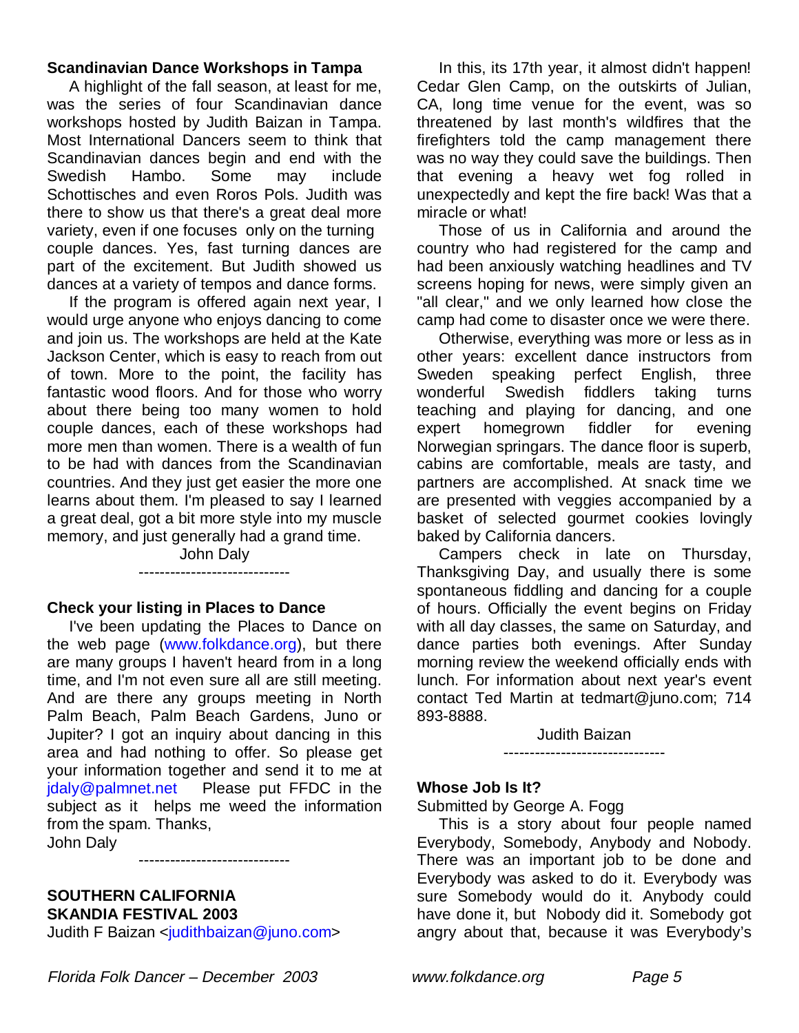## Scandinavian Dance Workshops in Tampa

A highlight of the fall season, at least for me, was the series of four Scandinavian dance workshops hosted by Judith Baizan in Tampa. Most International Dancers seem to think that Scandinavian dances begin and end with the Swedish Hambo. Some may include Schottisches and even Roros Pols. Judith was there to show us that there's a great deal more variety, even if one focuses only on the turning couple dances. Yes, fast turning dances are part of the excitement. But Judith showed us dances at a variety of tempos and dance forms.

If the program is offered again next year, I would urge anyone who enjoys dancing to come and join us. The workshops are held at the Kate Jackson Center, which is easy to reach from out of town. More to the point, the facility has fantastic wood floors. And for those who worry about there being too many women to hold couple dances, each of these workshops had more men than women. There is a wealth of fun to be had with dances from the Scandinavian countries. And they just get easier the more one learns about them. I'm pleased to say I learned a great deal, got a bit more style into my muscle memory, and just generally had a grand time.

John Daly

-----------------------------

## Check your listing in Places to Dance

I've been updating the Places to Dance on the web page (www.folkdance.org), but there are many groups I haven't heard from in a long time, and I'm not even sure all are still meeting. And are there any groups meeting in North Palm Beach, Palm Beach Gardens, Juno or Jupiter? I got an inquiry about dancing in this area and had nothing to offer. So please get your information together and send it to me at jdaly@palmnet.net Please put FFDC in the subject as it helps me weed the information from the spam. Thanks,

John Daly

-----------------------------

## SOUTHERN CALIFORNIA SKANDIA FESTIVAL 2003

Judith F Baizan <judithbaizan@juno.com>

In this, its 17th year, it almost didn't happen! Cedar Glen Camp, on the outskirts of Julian, CA, long time venue for the event, was so threatened by last month's wildfires that the firefighters told the camp management there was no way they could save the buildings. Then that evening a heavy wet fog rolled in unexpectedly and kept the fire back! Was that a miracle or what!

Those of us in California and around the country who had registered for the camp and had been anxiously watching headlines and TV screens hoping for news, were simply given an "all clear," and we only learned how close the camp had come to disaster once we were there.

Otherwise, everything was more or less as in other years: excellent dance instructors from Sweden speaking perfect English, three wonderful Swedish fiddlers taking turns teaching and playing for dancing, and one expert homegrown fiddler for evening Norwegian springars. The dance floor is superb, cabins are comfortable, meals are tasty, and partners are accomplished. At snack time we are presented with veggies accompanied by a basket of selected gourmet cookies lovingly baked by California dancers.

Campers check in late on Thursday, Thanksgiving Day, and usually there is some spontaneous fiddling and dancing for a couple of hours. Officially the event begins on Friday with all day classes, the same on Saturday, and dance parties both evenings. After Sunday morning review the weekend officially ends with lunch. For information about next year's event contact Ted Martin at tedmart@juno.com; 714 893-8888.

Judith Baizan

-------------------------------

## Whose Job Is It?

Submitted by George A. Fogg

This is a story about four people named Everybody, Somebody, Anybody and Nobody. There was an important job to be done and Everybody was asked to do it. Everybody was sure Somebody would do it. Anybody could have done it, but Nobody did it. Somebody got angry about that, because it was Everybody's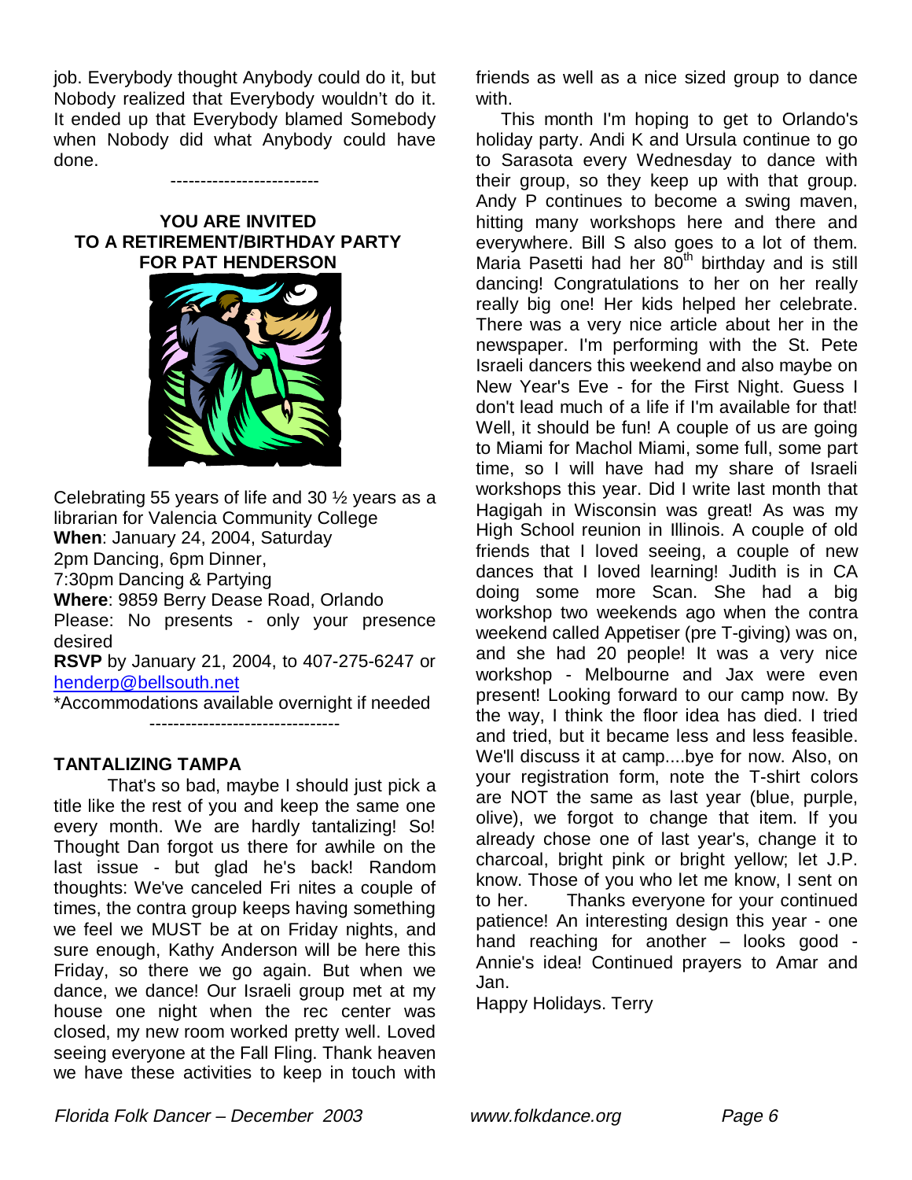job. Everybody thought Anybody could do it, but Nobody realized that Everybody wouldn't do it. It ended up that Everybody blamed Somebody when Nobody did what Anybody could have done.

-------------------------

**YOU ARE INVITED**
**TO A RETIREMENT/BIRTHDAY PARTY**
**FOR PAT HENDERSON**

Celebrating 55 years of life and 30 ½ years as a librarian for Valencia Community College
**When**: January 24, 2004, Saturday
2pm Dancing, 6pm Dinner,
7:30pm Dancing & Partying
**Where**: 9859 Berry Dease Road, Orlando
Please: No presents - only your presence desired
**RSVP** by January 21, 2004, to 407-275-6247 or henderp@bellsouth.net
*Accommodations available overnight if needed

--------------------------------

**TANTALIZING TAMPA**

That's so bad, maybe I should just pick a title like the rest of you and keep the same one every month. We are hardly tantalizing! So! Thought Dan forgot us there for awhile on the last issue - but glad he's back! Random thoughts: We've canceled Fri nites a couple of times, the contra group keeps having something we feel we MUST be at on Friday nights, and sure enough, Kathy Anderson will be here this Friday, so there we go again. But when we dance, we dance! Our Israeli group met at my house one night when the rec center was closed, my new room worked pretty well. Loved seeing everyone at the Fall Fling. Thank heaven we have these activities to keep in touch with friends as well as a nice sized group to dance with.

This month I'm hoping to get to Orlando's holiday party. Andi K and Ursula continue to go to Sarasota every Wednesday to dance with their group, so they keep up with that group. Andy P continues to become a swing maven, hitting many workshops here and there and everywhere. Bill S also goes to a lot of them. Maria Pasetti had her 80th birthday and is still dancing! Congratulations to her on her really really big one! Her kids helped her celebrate. There was a very nice article about her in the newspaper. I'm performing with the St. Pete Israeli dancers this weekend and also maybe on New Year's Eve - for the First Night. Guess I don't lead much of a life if I'm available for that! Well, it should be fun! A couple of us are going to Miami for Machol Miami, some full, some part time, so I will have had my share of Israeli workshops this year. Did I write last month that Hagigah in Wisconsin was great! As was my High School reunion in Illinois. A couple of old friends that I loved seeing, a couple of new dances that I loved learning! Judith is in CA doing some more Scan. She had a big workshop two weekends ago when the contra weekend called Appetiser (pre T-giving) was on, and she had 20 people! It was a very nice workshop - Melbourne and Jax were even present! Looking forward to our camp now. By the way, I think the floor idea has died. I tried and tried, but it became less and less feasible. We'll discuss it at camp....bye for now. Also, on your registration form, note the T-shirt colors are NOT the same as last year (blue, purple, olive), we forgot to change that item. If you already chose one of last year's, change it to charcoal, bright pink or bright yellow; let J.P. know. Those of you who let me know, I sent on to her. Thanks everyone for your continued patience! An interesting design this year - one hand reaching for another – looks good - Annie's idea! Continued prayers to Amar and Jan.

Happy Holidays. Terry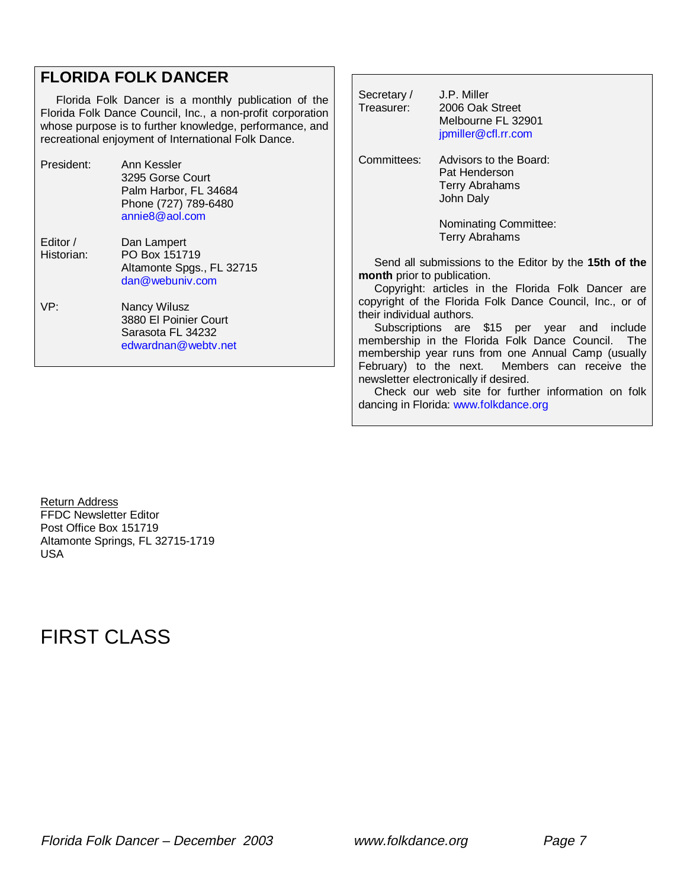## FLORIDA FOLK DANCER

Florida Folk Dancer is a monthly publication of the Florida Folk Dance Council, Inc., a non-profit corporation whose purpose is to further knowledge, performance, and recreational enjoyment of International Folk Dance.

| | |
|---|---|
| President: | Ann Kessler<br>3295 Gorse Court<br>Palm Harbor, FL 34684<br>Phone (727) 789-6480<br>annie8@aol.com |
| Editor / Historian: | Dan Lampert<br>PO Box 151719<br>Altamonte Spgs., FL 32715<br>dan@webuniv.com |
| VP: | Nancy Wilusz<br>3880 El Poinier Court<br>Sarasota FL 34232<br>edwardnan@webtv.net |
| Secretary / Treasurer: | J.P. Miller<br>2006 Oak Street<br>Melbourne FL 32901<br>jpmiller@cfl.rr.com |
| Committees: | Advisors to the Board:<br>Pat Henderson<br>Terry Abrahams<br>John Daly<br><br>Nominating Committee:<br>Terry Abrahams |

Send all submissions to the Editor by the **15th of the month** prior to publication.

Copyright: articles in the Florida Folk Dancer are copyright of the Florida Folk Dance Council, Inc., or of their individual authors.

Subscriptions are $15 per year and include membership in the Florida Folk Dance Council. The membership year runs from one Annual Camp (usually February) to the next. Members can receive the newsletter electronically if desired.

Check our web site for further information on folk dancing in Florida: www.folkdance.org

Return Address
FFDC Newsletter Editor
Post Office Box 151719
Altamonte Springs, FL 32715-1719
USA

FIRST CLASS